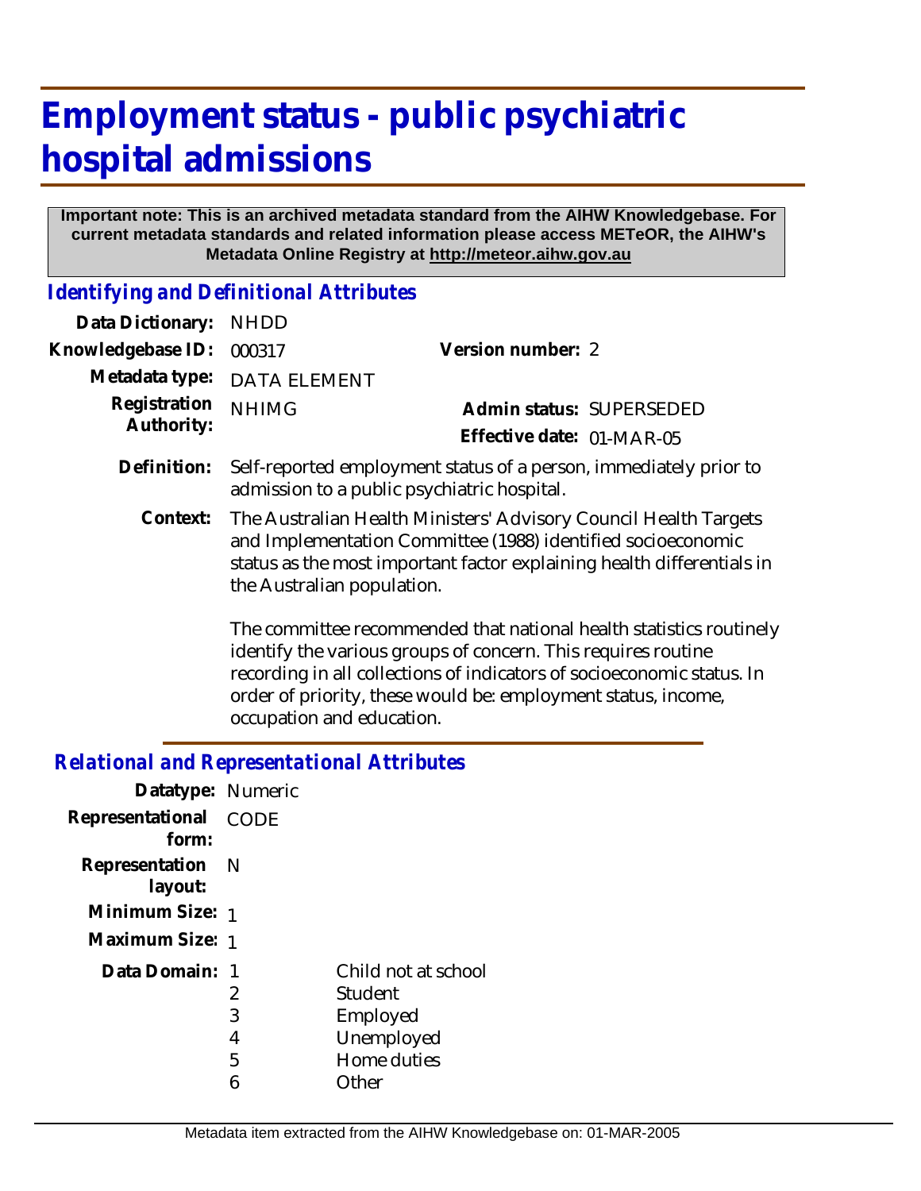# Employment status - public psychiatric hospital admissions

**Important note: This is an archived metadata standard from the AIHW Knowledgebase. For current metadata standards and related information please access METeOR, the AIHW's Metadata Online Registry at http://meteor.aihw.gov.au**

## *Identifying and Definitional Attributes*

| | | | |
|---|---|---|---|
| **Data Dictionary:** | NHDD | | |
| **Knowledgebase ID:** | 000317 | **Version number:** | 2 |
| **Metadata type:** | DATA ELEMENT | | |
| **Registration Authority:** | NHIMG | **Admin status:** | SUPERSEDED |
| | | **Effective date:** | 01-MAR-05 |

**Definition:** Self-reported employment status of a person, immediately prior to admission to a public psychiatric hospital.

**Context:** The Australian Health Ministers' Advisory Council Health Targets and Implementation Committee (1988) identified socioeconomic status as the most important factor explaining health differentials in the Australian population.

The committee recommended that national health statistics routinely identify the various groups of concern. This requires routine recording in all collections of indicators of socioeconomic status. In order of priority, these would be: employment status, income, occupation and education.

## *Relational and Representational Attributes*

**Datatype:** Numeric

**Representational form:** CODE

**Representation layout:** N

**Minimum Size:** 1

**Maximum Size:** 1

**Data Domain:**

| Code | Description |
|---|---|
| 1 | Child not at school |
| 2 | Student |
| 3 | Employed |
| 4 | Unemployed |
| 5 | Home duties |
| 6 | Other |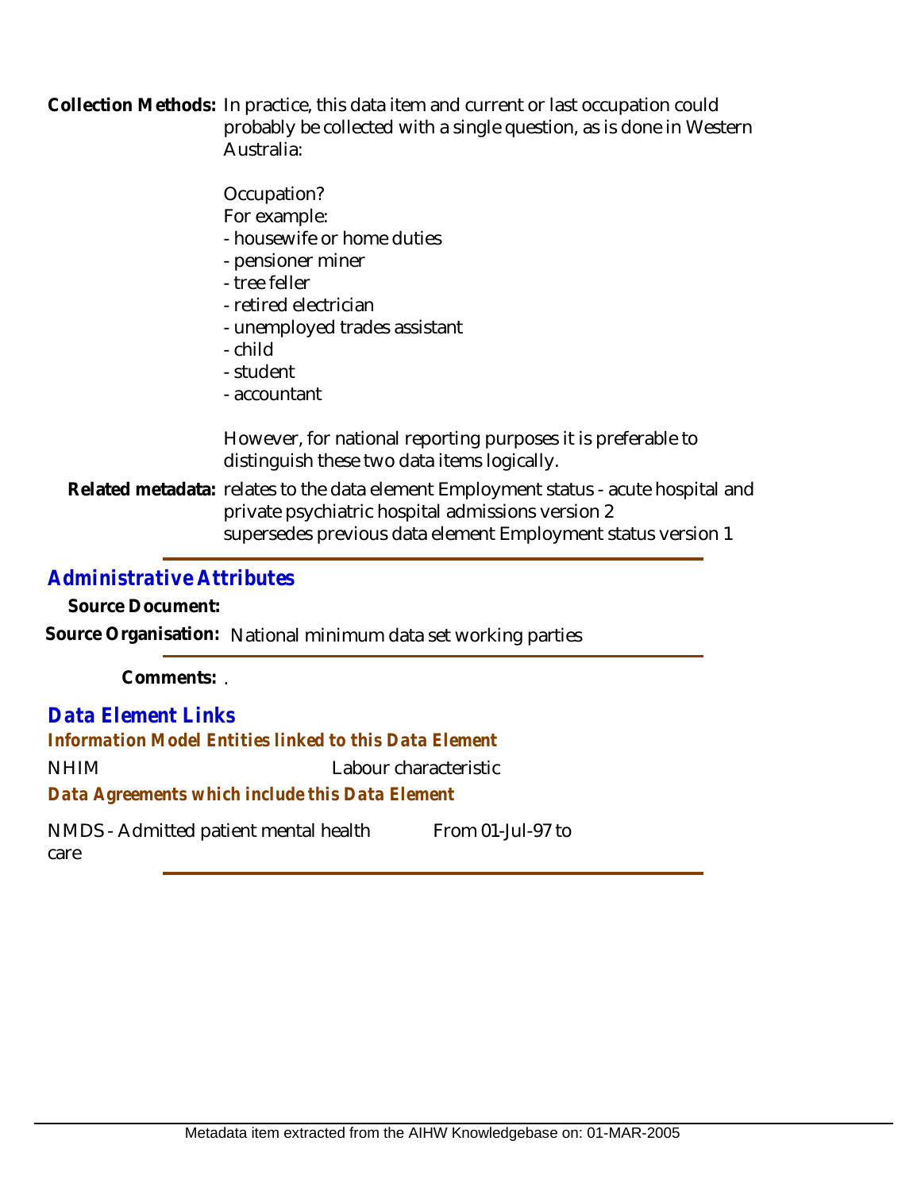**Collection Methods:** In practice, this data item and current or last occupation could probably be collected with a single question, as is done in Western Australia:

Occupation?
For example:
- housewife or home duties
- pensioner miner
- tree feller
- retired electrician
- unemployed trades assistant
- child
- student
- accountant

However, for national reporting purposes it is preferable to distinguish these two data items logically.

**Related metadata:** relates to the data element Employment status - acute hospital and private psychiatric hospital admissions version 2
supersedes previous data element Employment status version 1

## Administrative Attributes

**Source Document:**

**Source Organisation:** National minimum data set working parties

**Comments:** .

## Data Element Links

### Information Model Entities linked to this Data Element

| | |
|---|---|
| NHIM | Labour characteristic |

### Data Agreements which include this Data Element

| | |
|---|---|
| NMDS - Admitted patient mental health care | From 01-Jul-97 to |